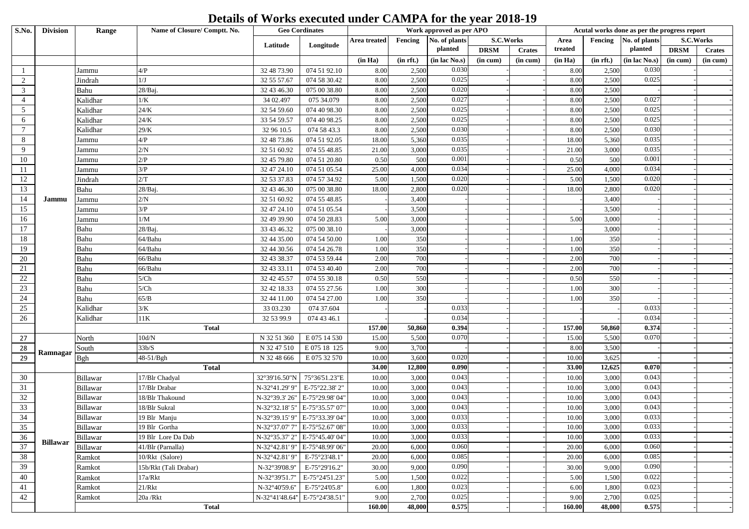# Details of Works executed under CAMPA for the year 2018-19

| S.No. | Division | Range | Name of Closure/ Comptt. No. | Geo Cordinates | | Work approved as per APO | | | | | Acutal works done as per the progress report | | | | |
|---|---|---|---|---|---|---|---|---|---|---|---|---|---|---|---|
| | | | | Latitude | Longitude | Area treated | Fencing | No. of plants planted | S.C.Works | | Area treated | Fencing | No. of plants planted | S.C.Works | |
| | | | | | | | | | DRSM | Crates | | | | DRSM | Crates |
| | | | | | | (in Ha) | (in rft.) | (in lac No.s) | (in cum) | (in cum) | (in Ha) | (in rft.) | (in lac No.s) | (in cum) | (in cum) |
| 1 | Jammu | Jammu | 4/P | 32 48 73.90 | 074 51 92.10 | 8.00 | 2,500 | 0.030 | - | - | 8.00 | 2,500 | 0.030 | - | - |
| 2 | | Jindrah | 1/J | 32 55 57.67 | 074 58 30.42 | 8.00 | 2,500 | 0.025 | - | - | 8.00 | 2,500 | 0.025 | - | - |
| 3 | | Bahu | 28/Baj. | 32 43 46.30 | 075 00 38.80 | 8.00 | 2,500 | 0.020 | - | - | 8.00 | 2,500 | - | - | - |
| 4 | | Kalidhar | 1/K | 34 02.497 | 075 34.079 | 8.00 | 2,500 | 0.027 | - | - | 8.00 | 2,500 | 0.027 | - | - |
| 5 | | Kalidhar | 24/K | 32 54 59.60 | 074 40 98.30 | 8.00 | 2,500 | 0.025 | - | - | 8.00 | 2,500 | 0.025 | - | - |
| 6 | | Kalidhar | 24/K | 33 54 59.57 | 074 40 98.25 | 8.00 | 2,500 | 0.025 | - | - | 8.00 | 2,500 | 0.025 | - | - |
| 7 | | Kalidhar | 29/K | 32 96 10.5 | 074 58 43.3 | 8.00 | 2,500 | 0.030 | - | - | 8.00 | 2,500 | 0.030 | - | - |
| 8 | | Jammu | 4/P | 32 48 73.86 | 074 51 92.05 | 18.00 | 5,360 | 0.035 | - | - | 18.00 | 5,360 | 0.035 | - | - |
| 9 | | Jammu | 2/N | 32 51 60.92 | 074 55 48.85 | 21.00 | 3,000 | 0.035 | - | - | 21.00 | 3,000 | 0.035 | - | - |
| 10 | | Jammu | 2/P | 32 45 79.80 | 074 51 20.80 | 0.50 | 500 | 0.001 | - | - | 0.50 | 500 | 0.001 | - | - |
| 11 | | Jammu | 3/P | 32 47 24.10 | 074 51 05.54 | 25.00 | 4,000 | 0.034 | - | - | 25.00 | 4,000 | 0.034 | - | - |
| 12 | | Jindrah | 2/T | 32 53 37.83 | 074 57 34.92 | 5.00 | 1,500 | 0.020 | - | - | 5.00 | 1,500 | 0.020 | - | - |
| 13 | | Bahu | 28/Baj. | 32 43 46.30 | 075 00 38.80 | 18.00 | 2,800 | 0.020 | - | - | 18.00 | 2,800 | 0.020 | - | - |
| 14 | | Jammu | 2/N | 32 51 60.92 | 074 55 48.85 | - | 3,400 | - | - | - | - | 3,400 | - | - | - |
| 15 | | Jammu | 3/P | 32 47 24.10 | 074 51 05.54 | - | 3,500 | - | - | - | - | 3,500 | - | - | - |
| 16 | | Jammu | 1/M | 32 49 39.90 | 074 50 28.83 | 5.00 | 3,000 | - | - | - | 5.00 | 3,000 | - | - | - |
| 17 | | Bahu | 28/Baj. | 33 43 46.32 | 075 00 38.10 | - | 3,000 | - | - | - | - | 3,000 | - | - | - |
| 18 | | Bahu | 64/Bahu | 32 44 35.00 | 074 54 50.00 | 1.00 | 350 | - | - | - | 1.00 | 350 | - | - | - |
| 19 | | Bahu | 64/Bahu | 32 44 30.56 | 074 54 26.78 | 1.00 | 350 | - | - | - | 1.00 | 350 | - | - | - |
| 20 | | Bahu | 66/Bahu | 32 43 38.37 | 074 53 59.44 | 2.00 | 700 | - | - | - | 2.00 | 700 | - | - | - |
| 21 | | Bahu | 66/Bahu | 32 43 33.11 | 074 53 40.40 | 2.00 | 700 | - | - | - | 2.00 | 700 | - | - | - |
| 22 | | Bahu | 5/Ch | 32 42 45.57 | 074 55 30.18 | 0.50 | 550 | - | - | - | 0.50 | 550 | - | - | - |
| 23 | | Bahu | 5/Ch | 32 42 18.33 | 074 55 27.56 | 1.00 | 300 | - | - | - | 1.00 | 300 | - | - | - |
| 24 | | Bahu | 65/B | 32 44 11.00 | 074 54 27.00 | 1.00 | 350 | - | - | - | 1.00 | 350 | - | - | - |
| 25 | | Kalidhar | 3/K | 33 03.230 | 074 37.604 | - | - | 0.033 | - | - | - | - | 0.033 | - | - |
| 26 | | Kalidhar | 11K | 32 53 99.9 | 074 43 46.1 | - | - | 0.034 | - | - | - | - | 0.034 | - | - |
| | | **Total** | | | | **157.00** | **50,860** | **0.394** | **-** | **-** | **157.00** | **50,860** | **0.374** | **-** | **-** |
| 27 | Ramnagar | North | 10d/N | N 32 51 360 | E 075 14 530 | 15.00 | 5,500 | 0.070 | - | - | 15.00 | 5,500 | 0.070 | - | - |
| 28 | | South | 33b/S | N 32 47 510 | E 075 18 125 | 9.00 | 3,700 | - | - | - | 8.00 | 3,500 | - | - | - |
| 29 | | Bgh | 48-51/Bgh | N 32 48 666 | E 075 32 570 | 10.00 | 3,600 | 0.020 | - | - | 10.00 | 3,625 | - | - | - |
| | | **Total** | | | | **34.00** | **12,800** | **0.090** | **-** | **-** | **33.00** | **12,625** | **0.070** | **-** | **-** |
| 30 | Billawar | Billawar | 17/Blr Chadyal | 32°39'16.50"N | 75°36'51.23"E | 10.00 | 3,000 | 0.043 | - | - | 10.00 | 3,000 | 0.043 | - | - |
| 31 | | Billawar | 17/Blr Drabar | N-32°41.29' 9" | E-75°22.38' 2" | 10.00 | 3,000 | 0.043 | - | - | 10.00 | 3,000 | 0.043 | - | - |
| 32 | | Billawar | 18/Blr Thakound | N-32°39.3' 26" | E-75°29.98' 04" | 10.00 | 3,000 | 0.043 | - | - | 10.00 | 3,000 | 0.043 | - | - |
| 33 | | Billawar | 18/Blr Sukral | N-32°32.18' 5" | E-75°35.57' 07" | 10.00 | 3,000 | 0.043 | - | - | 10.00 | 3,000 | 0.043 | - | - |
| 34 | | Billawar | 19 Blr Manju | N-32°39.15' 9" | E-75°33.39' 04" | 10.00 | 3,000 | 0.033 | - | - | 10.00 | 3,000 | 0.033 | - | - |
| 35 | | Billawar | 19 Blr Gortha | N-32°37.07' 7" | E-75°52.67' 08" | 10.00 | 3,000 | 0.033 | - | - | 10.00 | 3,000 | 0.033 | - | - |
| 36 | | Billawar | 19 Blr Lore Da Dab | N-32°35.37' 2" | E-75°45.40' 04" | 10.00 | 3,000 | 0.033 | - | - | 10.00 | 3,000 | 0.033 | - | - |
| 37 | | Billawar | 41/Blr (Parnalla) | N-32°42.81' 9" | E-75°48.99' 06" | 20.00 | 6,000 | 0.060 | - | - | 20.00 | 6,000 | 0.060 | - | - |
| 38 | | Ramkot | 10/Rkt (Salore) | N-32°42.81' 9" | E-75°23'48.1" | 20.00 | 6,000 | 0.085 | - | - | 20.00 | 6,000 | 0.085 | - | - |
| 39 | | Ramkot | 15b/Rkt (Tali Drabar) | N-32°39'08.9" | E-75°29'16.2" | 30.00 | 9,000 | 0.090 | - | - | 30.00 | 9,000 | 0.090 | - | - |
| 40 | | Ramkot | 17a/Rkt | N-32°39'51.7" | E-75°24'51.23" | 5.00 | 1,500 | 0.022 | - | - | 5.00 | 1,500 | 0.022 | - | - |
| 41 | | Ramkot | 21/Rkt | N-32°40'59.6" | E-75°24'05.8" | 6.00 | 1,800 | 0.023 | - | - | 6.00 | 1,800 | 0.023 | - | - |
| 42 | | Ramkot | 20a /Rkt | N-32°41'48.64" | E-75°24'38.51" | 9.00 | 2,700 | 0.025 | - | - | 9.00 | 2,700 | 0.025 | - | - |
| | | **Total** | | | | **160.00** | **48,000** | **0.575** | **-** | **-** | **160.00** | **48,000** | **0.575** | **-** | **-** |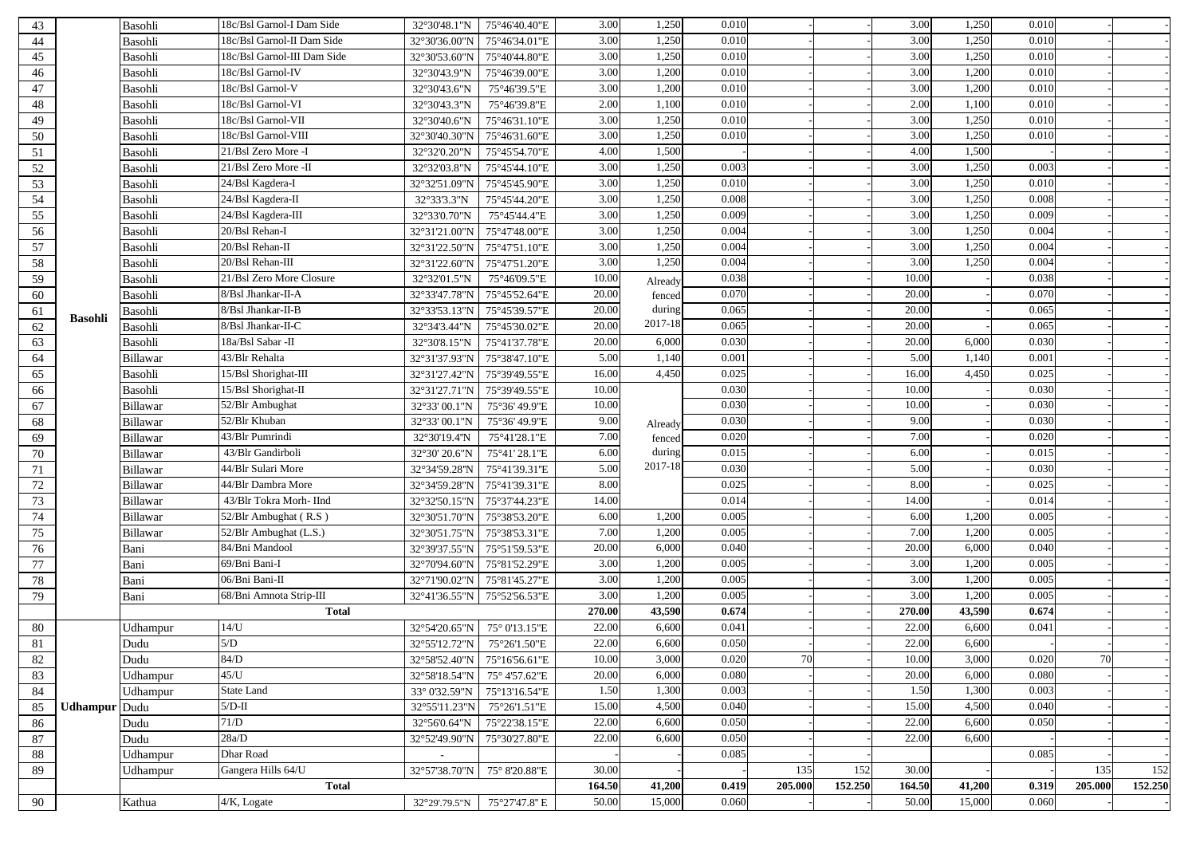| 43 | | Basohli | 18c/Bsl Garnol-I Dam Side | 32°30'48.1"N | 75°46'40.40"E | 3.00 | 1,250 | 0.010 | - | - | - | 3.00 | 1,250 | 0.010 | - | - |
|---|---|---|---|---|---|---|---|---|---|---|---|---|---|---|---|---|
| 44 | | Basohli | 18c/Bsl Garnol-II Dam Side | 32°30'36.00"N | 75°46'34.01"E | 3.00 | 1,250 | 0.010 | - | - | - | 3.00 | 1,250 | 0.010 | - | - |
| 45 | | Basohli | 18c/Bsl Garnol-III Dam Side | 32°30'53.60"N | 75°40'44.80"E | 3.00 | 1,250 | 0.010 | - | - | - | 3.00 | 1,250 | 0.010 | - | - |
| 46 | | Basohli | 18c/Bsl Garnol-IV | 32°30'43.9"N | 75°46'39.00"E | 3.00 | 1,200 | 0.010 | - | - | - | 3.00 | 1,200 | 0.010 | - | - |
| 47 | | Basohli | 18c/Bsl Garnol-V | 32°30'43.6"N | 75°46'39.5"E | 3.00 | 1,200 | 0.010 | - | - | - | 3.00 | 1,200 | 0.010 | - | - |
| 48 | | Basohli | 18c/Bsl Garnol-VI | 32°30'43.3"N | 75°46'39.8"E | 2.00 | 1,100 | 0.010 | - | - | - | 2.00 | 1,100 | 0.010 | - | - |
| 49 | | Basohli | 18c/Bsl Garnol-VII | 32°30'40.6"N | 75°46'31.10"E | 3.00 | 1,250 | 0.010 | - | - | - | 3.00 | 1,250 | 0.010 | - | - |
| 50 | | Basohli | 18c/Bsl Garnol-VIII | 32°30'40.30"N | 75°46'31.60"E | 3.00 | 1,250 | 0.010 | - | - | - | 3.00 | 1,250 | 0.010 | - | - |
| 51 | | Basohli | 21/Bsl Zero More -I | 32°32'0.20"N | 75°45'54.70"E | 4.00 | 1,500 | - | - | - | - | 4.00 | 1,500 | - | - | - |
| 52 | | Basohli | 21/Bsl Zero More -II | 32°32'03.8"N | 75°45'44.10"E | 3.00 | 1,250 | 0.003 | - | - | - | 3.00 | 1,250 | 0.003 | - | - |
| 53 | | Basohli | 24/Bsl Kagdera-I | 32°32'51.09"N | 75°45'45.90"E | 3.00 | 1,250 | 0.010 | - | - | - | 3.00 | 1,250 | 0.010 | - | - |
| 54 | | Basohli | 24/Bsl Kagdera-II | 32°33'3.3"N | 75°45'44.20"E | 3.00 | 1,250 | 0.008 | - | - | - | 3.00 | 1,250 | 0.008 | - | - |
| 55 | | Basohli | 24/Bsl Kagdera-III | 32°33'0.70"N | 75°45'44.4"E | 3.00 | 1,250 | 0.009 | - | - | - | 3.00 | 1,250 | 0.009 | - | - |
| 56 | | Basohli | 20/Bsl Rehan-I | 32°31'21.00"N | 75°47'48.00"E | 3.00 | 1,250 | 0.004 | - | - | - | 3.00 | 1,250 | 0.004 | - | - |
| 57 | | Basohli | 20/Bsl Rehan-II | 32°31'22.50"N | 75°47'51.10"E | 3.00 | 1,250 | 0.004 | - | - | - | 3.00 | 1,250 | 0.004 | - | - |
| 58 | | Basohli | 20/Bsl Rehan-III | 32°31'22.60"N | 75°47'51.20"E | 3.00 | 1,250 | 0.004 | - | - | - | 3.00 | 1,250 | 0.004 | - | - |
| 59 | | Basohli | 21/Bsl Zero More Closure | 32°32'01.5"N | 75°46'09.5"E | 10.00 | Already fenced during 2017-18 | 0.038 | - | - | - | 10.00 | - | 0.038 | - | - |
| 60 | | Basohli | 8/Bsl Jhankar-II-A | 32°33'47.78"N | 75°45'52.64"E | 20.00 | | 0.070 | - | - | - | 20.00 | - | 0.070 | - | - |
| 61 | Basohli | Basohli | 8/Bsl Jhankar-II-B | 32°33'53.13"N | 75°45'39.57"E | 20.00 | | 0.065 | - | - | - | 20.00 | - | 0.065 | - | - |
| 62 | | Basohli | 8/Bsl Jhankar-II-C | 32°34'3.44"N | 75°45'30.02"E | 20.00 | | 0.065 | - | - | - | 20.00 | - | 0.065 | - | - |
| 63 | | Basohli | 18a/Bsl Sabar -II | 32°30'8.15"N | 75°41'37.78"E | 20.00 | 6,000 | 0.030 | - | - | - | 20.00 | 6,000 | 0.030 | - | - |
| 64 | | Billawar | 43/Blr Rehalta | 32°31'37.93"N | 75°38'47.10"E | 5.00 | 1,140 | 0.001 | - | - | - | 5.00 | 1,140 | 0.001 | - | - |
| 65 | | Basohli | 15/Bsl Shorighat-III | 32°31'27.42"N | 75°39'49.55"E | 16.00 | 4,450 | 0.025 | - | - | - | 16.00 | 4,450 | 0.025 | - | - |
| 66 | | Basohli | 15/Bsl Shorighat-II | 32°31'27.71"N | 75°39'49.55"E | 10.00 | Already fenced during 2017-18 | 0.030 | - | - | - | 10.00 | - | 0.030 | - | - |
| 67 | | Billawar | 52/Blr Ambughat | 32°33' 00.1"N | 75°36' 49.9"E | 10.00 | | 0.030 | - | - | - | 10.00 | - | 0.030 | - | - |
| 68 | | Billawar | 52/Blr Khuban | 32°33' 00.1"N | 75°36' 49.9"E | 9.00 | | 0.030 | - | - | - | 9.00 | - | 0.030 | - | - |
| 69 | | Billawar | 43/Blr Pumrindi | 32°30'19.4'N | 75°41'28.1"E | 7.00 | | 0.020 | - | - | - | 7.00 | - | 0.020 | - | - |
| 70 | | Billawar | 43/Blr Gandirboli | 32°30' 20.6"N | 75°41' 28.1"E | 6.00 | | 0.015 | - | - | - | 6.00 | - | 0.015 | - | - |
| 71 | | Billawar | 44/Blr Sulari More | 32°34'59.28"N | 75°41'39.31"E | 5.00 | | 0.030 | - | - | - | 5.00 | - | 0.030 | - | - |
| 72 | | Billawar | 44/Blr Dambra More | 32°34'59.28"N | 75°41'39.31"E | 8.00 | | 0.025 | - | - | - | 8.00 | - | 0.025 | - | - |
| 73 | | Billawar | 43/Blr Tokra Morh- IInd | 32°32'50.15"N | 75°37'44.23"E | 14.00 | | 0.014 | - | - | - | 14.00 | - | 0.014 | - | - |
| 74 | | Billawar | 52/Blr Ambughat ( R.S ) | 32°30'51.70"N | 75°38'53.20"E | 6.00 | 1,200 | 0.005 | - | - | - | 6.00 | 1,200 | 0.005 | - | - |
| 75 | | Billawar | 52/Blr Ambughat (L.S.) | 32°30'51.75"N | 75°38'53.31"E | 7.00 | 1,200 | 0.005 | - | - | - | 7.00 | 1,200 | 0.005 | - | - |
| 76 | | Bani | 84/Bni Mandool | 32°39'37.55"N | 75°51'59.53"E | 20.00 | 6,000 | 0.040 | - | - | - | 20.00 | 6,000 | 0.040 | - | - |
| 77 | | Bani | 69/Bni Bani-I | 32°70'94.60"N | 75°81'52.29"E | 3.00 | 1,200 | 0.005 | - | - | - | 3.00 | 1,200 | 0.005 | - | - |
| 78 | | Bani | 06/Bni Bani-II | 32°71'90.02"N | 75°81'45.27"E | 3.00 | 1,200 | 0.005 | - | - | - | 3.00 | 1,200 | 0.005 | - | - |
| 79 | | Bani | 68/Bni Amnota Strip-III | 32°41'36.55"N | 75°52'56.53"E | 3.00 | 1,200 | 0.005 | - | - | - | 3.00 | 1,200 | 0.005 | - | - |
| | | **Total** | | | | **270.00** | **43,590** | **0.674** | - | - | - | **270.00** | **43,590** | **0.674** | - | - |
| 80 | | Udhampur | 14/U | 32°54'20.65"N | 75° 0'13.15"E | 22.00 | 6,600 | 0.041 | - | - | - | 22.00 | 6,600 | 0.041 | - | - |
| 81 | | Dudu | 5/D | 32°55'12.72"N | 75°26'1.50"E | 22.00 | 6,600 | 0.050 | - | - | - | 22.00 | 6,600 | - | - | - |
| 82 | | Dudu | 84/D | 32°58'52.40"N | 75°16'56.61"E | 10.00 | 3,000 | 0.020 | 70 | - | - | 10.00 | 3,000 | 0.020 | 70 | - |
| 83 | | Udhampur | 45/U | 32°58'18.54"N | 75° 4'57.62"E | 20.00 | 6,000 | 0.080 | - | - | - | 20.00 | 6,000 | 0.080 | - | - |
| 84 | | Udhampur | State Land | 33° 0'32.59"N | 75°13'16.54"E | 1.50 | 1,300 | 0.003 | - | - | - | 1.50 | 1,300 | 0.003 | - | - |
| 85 | Udhampur | Dudu | 5/D-II | 32°55'11.23"N | 75°26'1.51"E | 15.00 | 4,500 | 0.040 | - | - | - | 15.00 | 4,500 | 0.040 | - | - |
| 86 | | Dudu | 71/D | 32°56'0.64"N | 75°22'38.15"E | 22.00 | 6,600 | 0.050 | - | - | - | 22.00 | 6,600 | 0.050 | - | - |
| 87 | | Dudu | 28a/D | 32°52'49.90"N | 75°30'27.80"E | 22.00 | 6,600 | 0.050 | - | - | - | 22.00 | 6,600 | | | |
| 88 | | Udhampur | Dhar Road | - | | - | - | 0.085 | - | - | - | | | 0.085 | - | - |
| 89 | | Udhampur | Gangera Hills 64/U | 32°57'38.70"N | 75° 8'20.88"E | 30.00 | - | - | 135 | 152 | | 30.00 | - | - | 135 | 152 |
| | | **Total** | | | | **164.50** | **41,200** | **0.419** | **205.000** | **152.250** | | **164.50** | **41,200** | **0.319** | **205.000** | **152.250** |
| 90 | | Kathua | 4/K, Logate | 32°29'.79.5"N | 75°27'47.8" E | 50.00 | 15,000 | 0.060 | - | - | - | 50.00 | 15,000 | 0.060 | - | - |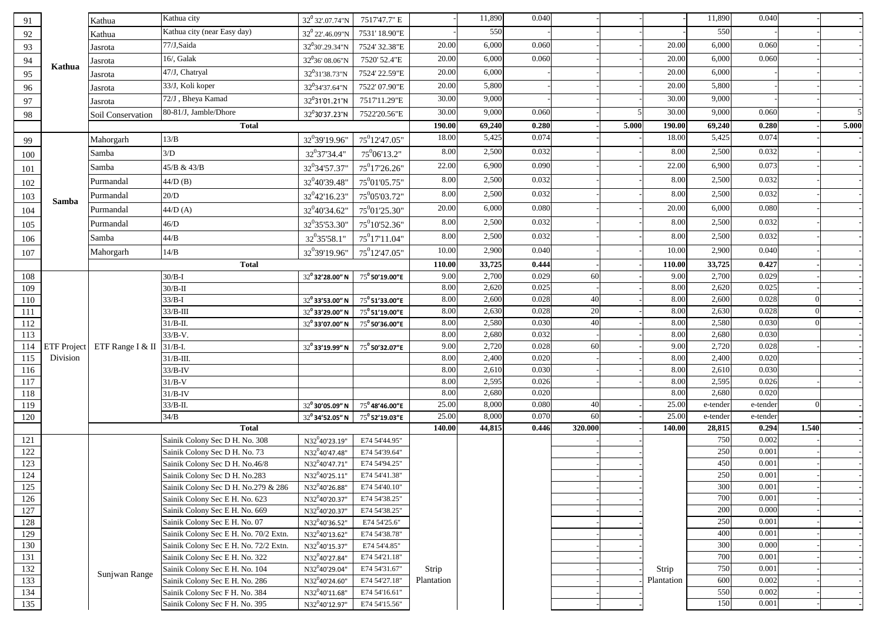| | | | | | | | | | | | | | | | | |
|---|---|---|---|---|---|---|---|---|---|---|---|---|---|---|---|---|
| 91 | Kathua | Kathua | Kathua city | 32$^0$ 32'.07.74"N | 7517'47.7" E | - | 11,890 | 0.040 | - | - | - | - | 11,890 | 0.040 | - | - |
| 92 | | Kathua | Kathua city (near Easy day) | 32$^0$ 22'.46.09"N | 7531' 18.90"E | - | 550 | - | - | - | - | - | 550 | - | - | - |
| 93 | | Jasrota | 77/J,Saida | 32$^0$30'.29.34"N | 7524' 32.38"E | 20.00 | 6,000 | 0.060 | - | - | - | 20.00 | 6,000 | 0.060 | - | - |
| 94 | | Jasrota | 16/, Galak | 32$^0$36' 08.06"N | 7520' 52.4"E | 20.00 | 6,000 | 0.060 | - | - | - | 20.00 | 6,000 | 0.060 | - | - |
| 95 | | Jasrota | 47/J, Chatryal | 32$^0$31'38.73"N | 7524' 22.59"E | 20.00 | 6,000 | - | - | - | - | 20.00 | 6,000 | - | - | - |
| 96 | | Jasrota | 33/J, Koli koper | 32$^0$34'37.64"N | 7522' 07.90"E | 20.00 | 5,800 | - | - | - | - | 20.00 | 5,800 | - | - | - |
| 97 | | Jasrota | 72/J , Bheya Kamad | 32$^0$31'01.21"N | 7517'11.29"E | 30.00 | 9,000 | - | - | - | - | 30.00 | 9,000 | - | - | - |
| 98 | | Soil Conservation | 80-81/J, Jamble/Dhore | 32$^0$30'37.23"N | 7522'20.56"E | 30.00 | 9,000 | 0.060 | - | 5 | 30.00 | | 9,000 | 0.060 | - | 5 |
| | | **Total** | | | | **190.00** | **69,240** | **0.280** | - | **5.000** | **190.00** | | **69,240** | **0.280** | - | **5.000** |
| 99 | Samba | Mahorgarh | 13/B | 32$^0$39'19.96" | 75$^0$12'47.05" | 18.00 | 5,425 | 0.074 | - | - | 18.00 | | 5,425 | 0.074 | - | - |
| 100 | | Samba | 3/D | 32$^0$37'34.4" | 75$^0$06'13.2" | 8.00 | 2,500 | 0.032 | - | - | 8.00 | | 2,500 | 0.032 | - | - |
| 101 | | Samba | 45/B & 43/B | 32$^0$34'57.37" | 75$^0$17'26.26" | 22.00 | 6,900 | 0.090 | - | - | 22.00 | | 6,900 | 0.073 | - | - |
| 102 | | Purmandal | 44/D (B) | 32$^0$40'39.48" | 75$^0$01'05.75" | 8.00 | 2,500 | 0.032 | - | - | 8.00 | | 2,500 | 0.032 | - | - |
| 103 | | Purmandal | 20/D | 32$^0$42'16.23" | 75$^0$05'03.72" | 8.00 | 2,500 | 0.032 | - | - | 8.00 | | 2,500 | 0.032 | - | - |
| 104 | | Purmandal | 44/D (A) | 32$^0$40'34.62" | 75$^0$01'25.30" | 20.00 | 6,000 | 0.080 | - | - | 20.00 | | 6,000 | 0.080 | - | - |
| 105 | | Purmandal | 46/D | 32$^0$35'53.30" | 75$^0$10'52.36" | 8.00 | 2,500 | 0.032 | - | - | 8.00 | | 2,500 | 0.032 | - | - |
| 106 | | Samba | 44/B | 32$^0$35'58.1" | 75$^0$17'11.04" | 8.00 | 2,500 | 0.032 | - | - | 8.00 | | 2,500 | 0.032 | - | - |
| 107 | | Mahorgarh | 14/B | 32$^0$39'19.96" | 75$^0$12'47.05" | 10.00 | 2,900 | 0.040 | - | - | 10.00 | | 2,900 | 0.040 | - | - |
| | | **Total** | | | | **110.00** | **33,725** | **0.444** | - | - | **110.00** | | **33,725** | **0.427** | - | - |
| 108 | ETF Project Division | ETF Range I & II | 30/B-I | 32$^0$ 32'28.00" N | 75$^0$ 50'19.00"E | 9.00 | 2,700 | 0.029 | 60 | - | 9.00 | | 2,700 | 0.029 | - | - |
| 109 | | | 30/B-II | | | 8.00 | 2,620 | 0.025 | - | - | 8.00 | | 2,620 | 0.025 | - | - |
| 110 | | | 33/B-I | 32$^0$ 33'53.00" N | 75$^0$ 51'33.00"E | 8.00 | 2,600 | 0.028 | 40 | - | 8.00 | | 2,600 | 0.028 | 0 | - |
| 111 | | | 33/B-III | 32$^0$ 33'29.00" N | 75$^0$ 51'19.00"E | 8.00 | 2,630 | 0.028 | 20 | - | 8.00 | | 2,630 | 0.028 | 0 | - |
| 112 | | | 31/B-II. | 32$^0$ 33'07.00" N | 75$^0$ 50'36.00"E | 8.00 | 2,580 | 0.030 | 40 | - | 8.00 | | 2,580 | 0.030 | 0 | - |
| 113 | | | 33/B-V. | | | 8.00 | 2,680 | 0.032 | - | - | 8.00 | | 2,680 | 0.030 | | - |
| 114 | | | 31/B-I. | 32$^0$ 33'19.99" N | 75$^0$ 50'32.07"E | 9.00 | 2,720 | 0.028 | 60 | - | 9.00 | | 2,720 | 0.028 | | - |
| 115 | | | 31/B-III. | | | 8.00 | 2,400 | 0.020 | - | - | 8.00 | | 2,400 | 0.020 | | - |
| 116 | | | 33/B-IV | | | 8.00 | 2,610 | 0.030 | - | - | 8.00 | | 2,610 | 0.030 | | - |
| 117 | | | 31/B-V | | | 8.00 | 2,595 | 0.026 | - | - | 8.00 | | 2,595 | 0.026 | | - |
| 118 | | | 31/B-IV | | | 8.00 | 2,680 | 0.020 | | - | 8.00 | | 2,680 | 0.020 | | - |
| 119 | | | 33/B-II. | 32$^0$ 30'05.09" N | 75$^0$ 48'46.00"E | 25.00 | 8,000 | 0.080 | 40 | - | 25.00 | | e-tender | e-tender | 0 | - |
| 120 | | | 34/B | 32$^0$ 34'52.05" N | 75$^0$ 52'19.03"E | 25.00 | 8,000 | 0.070 | 60 | - | 25.00 | | e-tender | e-tender | | - |
| | | **Total** | | | | **140.00** | **44,815** | **0.446** | **320.000** | - | **140.00** | | **28,815** | **0.294** | **1.540** | - |
| 121 | | Sunjwan Range | Sainik Colony Sec D H. No. 308 | N32$^0$40'23.19" | E74 54'44.95" | Strip Plantation | | | - | - | Strip Plantation | | 750 | 0.002 | - | - |
| 122 | | | Sainik Colony Sec D H. No. 73 | N32$^0$40'47.48" | E74 54'39.64" | | | | - | - | | | 250 | 0.001 | - | - |
| 123 | | | Sainik Colony Sec D H. No.46/8 | N32$^0$40'47.71" | E74 54'94.25" | | | | - | - | | | 450 | 0.001 | - | - |
| 124 | | | Sainik Colony Sec D H. No.283 | N32$^0$40'25.11" | E74 54'41.38" | | | | - | - | | | 250 | 0.001 | - | - |
| 125 | | | Sainik Colony Sec D H. No.279 & 286 | N32$^0$40'26.88" | E74 54'40.10" | | | | - | - | | | 300 | 0.001 | - | - |
| 126 | | | Sainik Colony Sec E H. No. 623 | N32$^0$40'20.37" | E74 54'38.25" | | | | - | - | | | 700 | 0.001 | - | - |
| 127 | | | Sainik Colony Sec E H. No. 669 | N32$^0$40'20.37" | E74 54'38.25" | | | | - | - | | | 200 | 0.000 | - | - |
| 128 | | | Sainik Colony Sec E H. No. 07 | N32$^0$40'36.52" | E74 54'25.6" | | | | - | - | | | 250 | 0.001 | - | - |
| 129 | | | Sainik Colony Sec E H. No. 70/2 Extn. | N32$^0$40'13.62" | E74 54'38.78" | | | | - | - | | | 400 | 0.001 | - | - |
| 130 | | | Sainik Colony Sec E H. No. 72/2 Extn. | N32$^0$40'15.37" | E74 54'4.85" | | | | - | - | | | 300 | 0.000 | - | - |
| 131 | | | Sainik Colony Sec E H. No. 322 | N32$^0$40'27.84" | E74 54'21.18" | | | | - | - | | | 700 | 0.001 | - | - |
| 132 | | | Sainik Colony Sec E H. No. 104 | N32$^0$40'29.04" | E74 54'31.67" | | | | - | - | | | 750 | 0.001 | - | - |
| 133 | | | Sainik Colony Sec E H. No. 286 | N32$^0$40'24.60" | E74 54'27.18" | | | | - | - | | | 600 | 0.002 | - | - |
| 134 | | | Sainik Colony Sec F H. No. 384 | N32$^0$40'11.68" | E74 54'16.61" | | | | - | - | | | 550 | 0.002 | - | - |
| 135 | | | Sainik Colony Sec F H. No. 395 | N32$^0$40'12.97" | E74 54'15.56" | | | | - | - | | | 150 | 0.001 | - | - |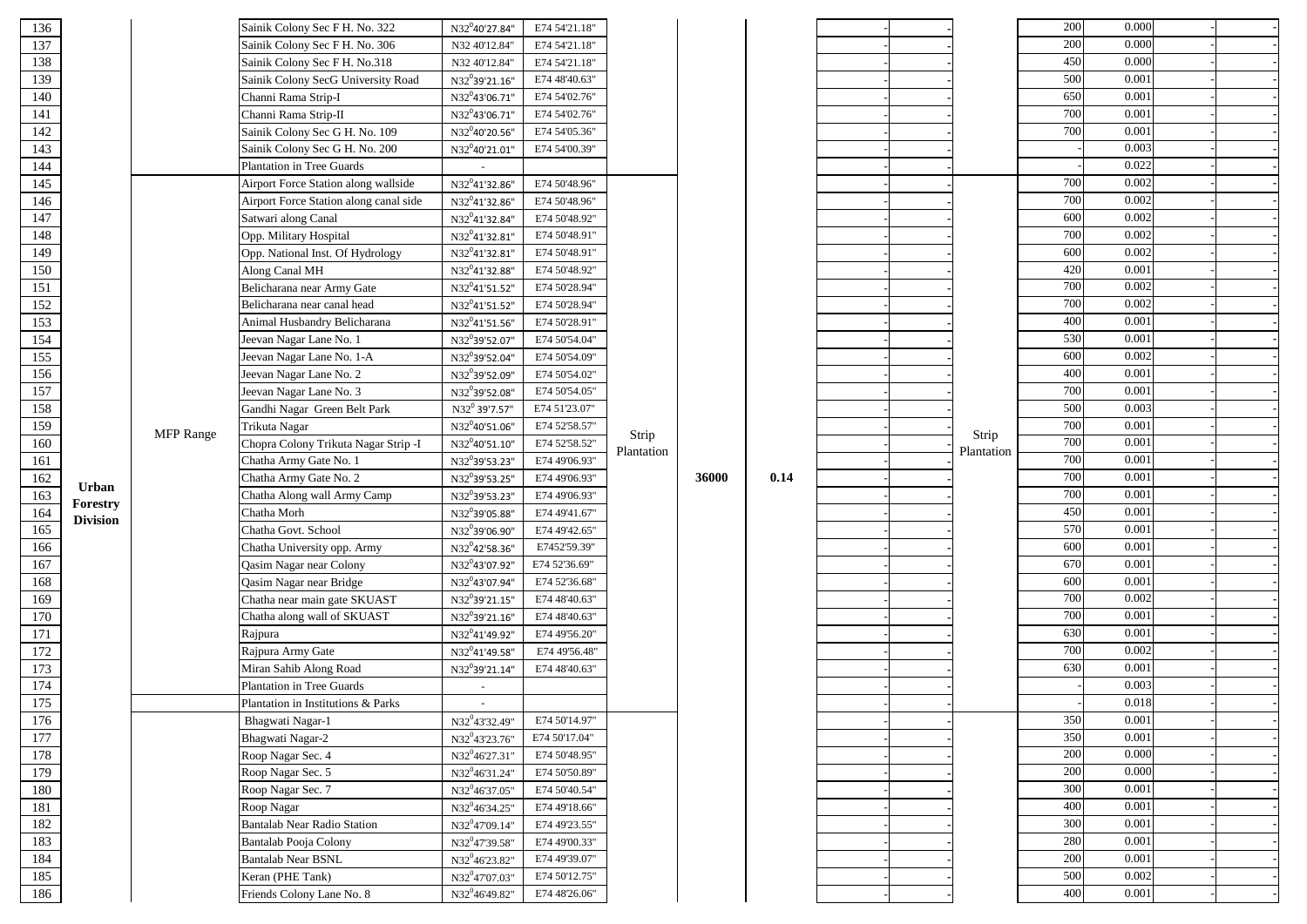| | | | | | | | | | | | | | | | | |
|---|---|---|---|---|---|---|---|---|---|---|---|---|---|---|---|---|
| 136 | | | Sainik Colony Sec F H. No. 322 | N32°40'27.84" | E74 54'21.18" | | | | | - | - | | 200 | 0.000 | - | - |
| 137 | | | Sainik Colony Sec F H. No. 306 | N32 40'12.84" | E74 54'21.18" | | | | | - | - | | 200 | 0.000 | - | - |
| 138 | | | Sainik Colony Sec F H. No.318 | N32 40'12.84" | E74 54'21.18" | | | | | - | - | | 450 | 0.000 | - | - |
| 139 | | | Sainik Colony SecG University Road | N32°39'21.16" | E74 48'40.63" | | | | | - | - | | 500 | 0.001 | - | - |
| 140 | | | Channi Rama Strip-I | N32°43'06.71" | E74 54'02.76" | | | | | - | - | | 650 | 0.001 | - | - |
| 141 | | | Channi Rama Strip-II | N32°43'06.71" | E74 54'02.76" | | | | | - | - | | 700 | 0.001 | - | - |
| 142 | | | Sainik Colony Sec G H. No. 109 | N32°40'20.56" | E74 54'05.36" | | | | | - | - | | 700 | 0.001 | - | - |
| 143 | | | Sainik Colony Sec G H. No. 200 | N32°40'21.01" | E74 54'00.39" | | | | | - | - | | - | 0.003 | - | - |
| 144 | | | Plantation in Tree Guards | - | | | | | | - | - | | - | 0.022 | - | - |
| 145 | Urban Forestry Division | MFP Range | Airport Force Station along wallside | N32°41'32.86" | E74 50'48.96" | Strip Plantation | 36000 | 0.14 | | - | - | Strip Plantation | 700 | 0.002 | - | - |
| 146 | | | Airport Force Station along canal side | N32°41'32.86" | E74 50'48.96" | | | | | - | - | | 700 | 0.002 | - | - |
| 147 | | | Satwari along Canal | N32°41'32.84" | E74 50'48.92" | | | | | - | - | | 600 | 0.002 | - | - |
| 148 | | | Opp. Military Hospital | N32°41'32.81" | E74 50'48.91" | | | | | - | - | | 700 | 0.002 | - | - |
| 149 | | | Opp. National Inst. Of Hydrology | N32°41'32.81" | E74 50'48.91" | | | | | - | - | | 600 | 0.002 | - | - |
| 150 | | | Along Canal MH | N32°41'32.88" | E74 50'48.92" | | | | | - | - | | 420 | 0.001 | - | - |
| 151 | | | Belicharana near Army Gate | N32°41'51.52" | E74 50'28.94" | | | | | - | - | | 700 | 0.002 | - | - |
| 152 | | | Belicharana near canal head | N32°41'51.52" | E74 50'28.94" | | | | | - | - | | 700 | 0.002 | - | - |
| 153 | | | Animal Husbandry Belicharana | N32°41'51.56" | E74 50'28.91" | | | | | - | - | | 400 | 0.001 | - | - |
| 154 | | | Jeevan Nagar Lane No. 1 | N32°39'52.07" | E74 50'54.04" | | | | | - | - | | 530 | 0.001 | - | - |
| 155 | | | Jeevan Nagar Lane No. 1-A | N32°39'52.04" | E74 50'54.09" | | | | | - | - | | 600 | 0.002 | - | - |
| 156 | | | Jeevan Nagar Lane No. 2 | N32°39'52.09" | E74 50'54.02" | | | | | - | - | | 400 | 0.001 | - | - |
| 157 | | | Jeevan Nagar Lane No. 3 | N32°39'52.08" | E74 50'54.05" | | | | | - | - | | 700 | 0.001 | - | - |
| 158 | | | Gandhi Nagar Green Belt Park | N32° 39'7.57" | E74 51'23.07" | | | | | - | - | | 500 | 0.003 | - | - |
| 159 | | | Trikuta Nagar | N32°40'51.06" | E74 52'58.57" | | | | | - | - | | 700 | 0.001 | - | - |
| 160 | | | Chopra Colony Trikuta Nagar Strip -I | N32°40'51.10" | E74 52'58.52" | | | | | - | - | | 700 | 0.001 | - | - |
| 161 | | | Chatha Army Gate No. 1 | N32°39'53.23" | E74 49'06.93" | | | | | - | - | | 700 | 0.001 | - | - |
| 162 | | | Chatha Army Gate No. 2 | N32°39'53.25" | E74 49'06.93" | | | | | - | - | | 700 | 0.001 | - | - |
| 163 | | | Chatha Along wall Army Camp | N32°39'53.23" | E74 49'06.93" | | | | | - | - | | 700 | 0.001 | - | - |
| 164 | | | Chatha Morh | N32°39'05.88" | E74 49'41.67" | | | | | - | - | | 450 | 0.001 | - | - |
| 165 | | | Chatha Govt. School | N32°39'06.90" | E74 49'42.65" | | | | | - | - | | 570 | 0.001 | - | - |
| 166 | | | Chatha University opp. Army | N32°42'58.36" | E7452'59.39" | | | | | - | - | | 600 | 0.001 | - | - |
| 167 | | | Qasim Nagar near Colony | N32°43'07.92" | E74 52'36.69" | | | | | - | - | | 670 | 0.001 | - | - |
| 168 | | | Qasim Nagar near Bridge | N32°43'07.94" | E74 52'36.68" | | | | | - | - | | 600 | 0.001 | - | - |
| 169 | | | Chatha near main gate SKUAST | N32°39'21.15" | E74 48'40.63" | | | | | - | - | | 700 | 0.002 | - | - |
| 170 | | | Chatha along wall of SKUAST | N32°39'21.16" | E74 48'40.63" | | | | | - | - | | 700 | 0.001 | - | - |
| 171 | | | Rajpura | N32°41'49.92" | E74 49'56.20" | | | | | - | - | | 630 | 0.001 | - | - |
| 172 | | | Rajpura Army Gate | N32°41'49.58" | E74 49'56.48" | | | | | - | - | | 700 | 0.002 | - | - |
| 173 | | | Miran Sahib Along Road | N32°39'21.14" | E74 48'40.63" | | | | | - | - | | 630 | 0.001 | - | - |
| 174 | | | Plantation in Tree Guards | - | | | | | | - | - | | - | 0.003 | - | - |
| 175 | | | Plantation in Institutions & Parks | - | | | | | | - | - | | - | 0.018 | - | - |
| 176 | | | Bhagwati Nagar-1 | N32°43'32.49" | E74 50'14.97" | | | | | - | - | | 350 | 0.001 | - | - |
| 177 | | | Bhagwati Nagar-2 | N32°43'23.76" | E74 50'17.04" | | | | | - | - | | 350 | 0.001 | - | - |
| 178 | | | Roop Nagar Sec. 4 | N32°46'27.31" | E74 50'48.95" | | | | | - | - | | 200 | 0.000 | - | - |
| 179 | | | Roop Nagar Sec. 5 | N32°46'31.24" | E74 50'50.89" | | | | | - | - | | 200 | 0.000 | - | - |
| 180 | | | Roop Nagar Sec. 7 | N32°46'37.05" | E74 50'40.54" | | | | | - | - | | 300 | 0.001 | - | - |
| 181 | | | Roop Nagar | N32°46'34.25" | E74 49'18.66" | | | | | - | - | | 400 | 0.001 | - | - |
| 182 | | | Bantalab Near Radio Station | N32°47'09.14" | E74 49'23.55" | | | | | - | - | | 300 | 0.001 | - | - |
| 183 | | | Bantalab Pooja Colony | N32°47'39.58" | E74 49'00.33" | | | | | - | - | | 280 | 0.001 | - | - |
| 184 | | | Bantalab Near BSNL | N32°46'23.82" | E74 49'39.07" | | | | | - | - | | 200 | 0.001 | - | - |
| 185 | | | Keran (PHE Tank) | N32°47'07.03" | E74 50'12.75" | | | | | - | - | | 500 | 0.002 | - | - |
| 186 | | | Friends Colony Lane No. 8 | N32°46'49.82" | E74 48'26.06" | | | | | - | - | | 400 | 0.001 | - | - |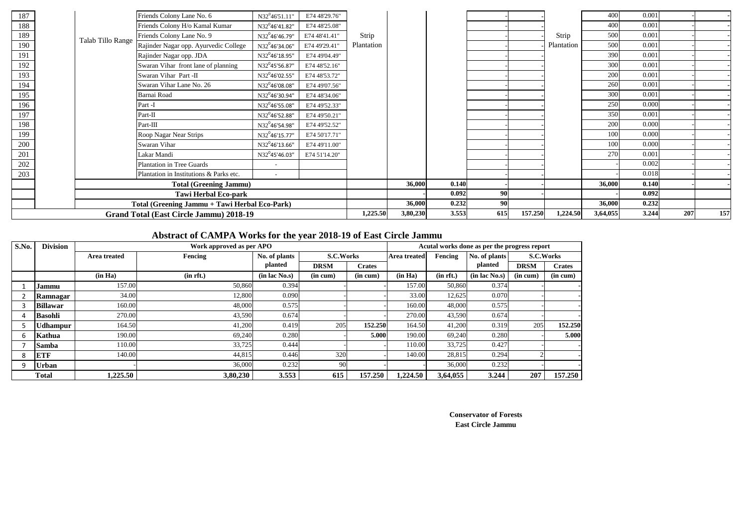| | | | | | | | | | | | | | | | |
|---|---|---|---|---|---|---|---|---|---|---|---|---|---|---|---|
| 187 | | | Friends Colony Lane No. 6 | N32°46'51.11" | E74 48'29.76" | | | | - | - | | 400 | 0.001 | - | - |
| 188 | | | Friends Colony H/o Kamal Kumar | N32°46'41.82" | E74 48'25.08" | | | | - | - | | 400 | 0.001 | - | - |
| 189 | | Talab Tillo Range | Friends Colony Lane No. 9 | N32°46'46.79" | E74 48'41.41" | Strip Plantation | | | - | - | Strip Plantation | 500 | 0.001 | - | - |
| 190 | | | Rajinder Nagar opp. Ayurvedic College | N32°46'34.06" | E74 49'29.41" | | | | - | - | | 500 | 0.001 | - | - |
| 191 | | | Rajinder Nagar opp. JDA | N32°46'18.95" | E74 49'04.49" | | | | - | - | | 390 | 0.001 | - | - |
| 192 | | | Swaran Vihar front lane of planning | N32°45'56.87" | E74 48'52.16" | | | | - | - | | 300 | 0.001 | - | - |
| 193 | | | Swaran Vihar Part -II | N32°46'02.55" | E74 48'53.72" | | | | - | - | | 200 | 0.001 | - | - |
| 194 | | | Swaran Vihar Lane No. 26 | N32°46'08.08" | E74 49'07.56" | | | | - | - | | 260 | 0.001 | - | - |
| 195 | | | Barnai Road | N32°46'30.94" | E74 48'34.06" | | | | - | - | | 300 | 0.001 | - | - |
| 196 | | | Part -I | N32°46'55.08" | E74 49'52.33" | | | | - | - | | 250 | 0.000 | - | - |
| 197 | | | Part-II | N32°46'52.88" | E74 49'50.21" | | | | - | - | | 350 | 0.001 | - | - |
| 198 | | | Part-III | N32°46'54.98" | E74 49'52.52" | | | | - | - | | 200 | 0.000 | - | - |
| 199 | | | Roop Nagar Near Strips | N32°46'15.77" | E74 50'17.71" | | | | - | - | | 100 | 0.000 | - | - |
| 200 | | | Swaran Vihar | N32°46'13.66" | E74 49'11.00" | | | | - | - | | 100 | 0.000 | - | - |
| 201 | | | Lakar Mandi | N32°45'46.03" | E74 51'14.20" | | | | - | - | | 270 | 0.001 | - | - |
| 202 | | | Plantation in Tree Guards | - | | | | | - | - | | - | 0.002 | - | - |
| 203 | | | Plantation in Institutions & Parks etc. | - | | | | | - | - | | - | 0.018 | - | - |
| | | **Total (Greening Jammu)** | | | | | **36,000** | **0.140** | - | - | | **36,000** | **0.140** | - | - |
| | | **Tawi Herbal Eco-park** | | | | | - | **0.092** | **90** | - | | - | **0.092** | | |
| | | **Total (Greening Jammu + Tawi Herbal Eco-Park)** | | | | | **36,000** | **0.232** | **90** | | | **36,000** | **0.232** | | |
| **Grand Total (East Circle Jammu) 2018-19** | | | | | | **1,225.50** | **3,80,230** | **3.553** | **615** | **157.250** | **1,224.50** | **3,64,055** | **3.244** | **207** | **157** |

## Abstract of CAMPA Works for the year 2018-19 of East Circle Jammu

| S.No. | Division | Work approved as per APO | | | | | Acutal works done as per the progress report | | | | |
|---|---|---|---|---|---|---|---|---|---|---|---|
| | | Area treated | Fencing | No. of plants planted | S.C.Works | | Area treated | Fencing | No. of plants planted | S.C.Works | |
| | | | | | DRSM | Crates | | | | DRSM | Crates |
| | | (in Ha) | (in rft.) | (in lac No.s) | (in cum) | (in cum) | (in Ha) | (in rft.) | (in lac No.s) | (in cum) | (in cum) |
| 1 | **Jammu** | 157.00 | 50,860 | 0.394 | - | - | 157.00 | 50,860 | 0.374 | - | - |
| 2 | **Ramnagar** | 34.00 | 12,800 | 0.090 | - | - | 33.00 | 12,625 | 0.070 | - | - |
| 3 | **Billawar** | 160.00 | 48,000 | 0.575 | - | - | 160.00 | 48,000 | 0.575 | - | - |
| 4 | **Basohli** | 270.00 | 43,590 | 0.674 | - | - | 270.00 | 43,590 | 0.674 | - | - |
| 5 | **Udhampur** | 164.50 | 41,200 | 0.419 | 205 | **152.250** | 164.50 | 41,200 | 0.319 | 205 | **152.250** |
| 6 | **Kathua** | 190.00 | 69,240 | 0.280 | - | **5.000** | 190.00 | 69,240 | 0.280 | - | **5.000** |
| 7 | **Samba** | 110.00 | 33,725 | 0.444 | - | - | 110.00 | 33,725 | 0.427 | - | - |
| 8 | **ETF** | 140.00 | 44,815 | 0.446 | 320 | - | 140.00 | 28,815 | 0.294 | 2 | - |
| 9 | **Urban** | - | 36,000 | 0.232 | 90 | - | - | 36,000 | 0.232 | - | - |
| **Total** | | **1,225.50** | **3,80,230** | **3.553** | **615** | **157.250** | **1,224.50** | **3,64,055** | **3.244** | **207** | **157.250** |

**Conservator of Forests**
**East Circle Jammu**